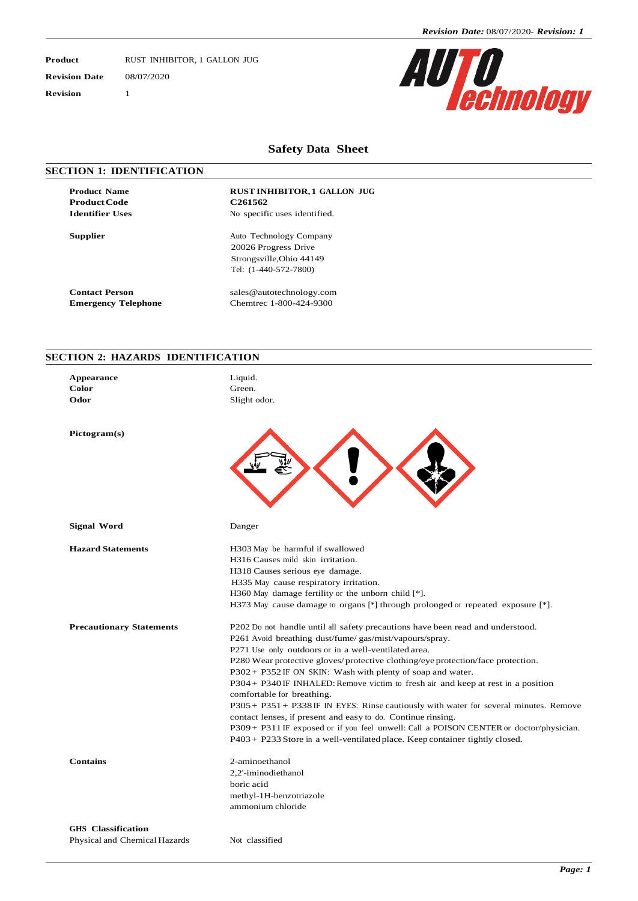**Product** RUST INHIBITOR, 1 GALLON JUG

**Revision Date** 08/07/2020

**Revision** 1

# Safety Data Sheet

## SECTION 1: IDENTIFICATION

| | |
|---|---|
| **Product Name** | **RUST INHIBITOR, 1 GALLON JUG** |
| **Product Code** | **C261562** |
| **Identifier Uses** | No specific uses identified. |
| **Supplier** | Auto Technology Company<br>20026 Progress Drive<br>Strongsville,Ohio 44149<br>Tel: (1-440-572-7800) |
| **Contact Person** | sales@autotechnology.com |
| **Emergency Telephone** | Chemtrec 1-800-424-9300 |

## SECTION 2: HAZARDS IDENTIFICATION

| | |
|---|---|
| **Appearance** | Liquid. |
| **Color** | Green. |
| **Odor** | Slight odor. |

**Pictogram(s)**

**Signal Word** Danger

**Hazard Statements**

H303 May be harmful if swallowed
H316 Causes mild skin irritation.
H318 Causes serious eye damage.
H335 May cause respiratory irritation.
H360 May damage fertility or the unborn child [*].
H373 May cause damage to organs [*] through prolonged or repeated exposure [*].

**Precautionary Statements**

P202 Do not handle until all safety precautions have been read and understood.
P261 Avoid breathing dust/fume/ gas/mist/vapours/spray.
P271 Use only outdoors or in a well-ventilated area.
P280 Wear protective gloves/ protective clothing/eye protection/face protection.
P302 + P352 IF ON SKIN: Wash with plenty of soap and water.
P304 + P340 IF INHALED: Remove victim to fresh air and keep at rest in a position comfortable for breathing.
P305 + P351 + P338 IF IN EYES: Rinse cautiously with water for several minutes. Remove contact lenses, if present and easy to do. Continue rinsing.
P309 + P311 IF exposed or if you feel unwell: Call a POISON CENTER or doctor/physician.
P403 + P233 Store in a well-ventilated place. Keep container tightly closed.

**Contains**

2-aminoethanol
2,2'-iminodiethanol
boric acid
methyl-1H-benzotriazole
ammonium chloride

**GHS Classification**

Physical and Chemical Hazards Not classified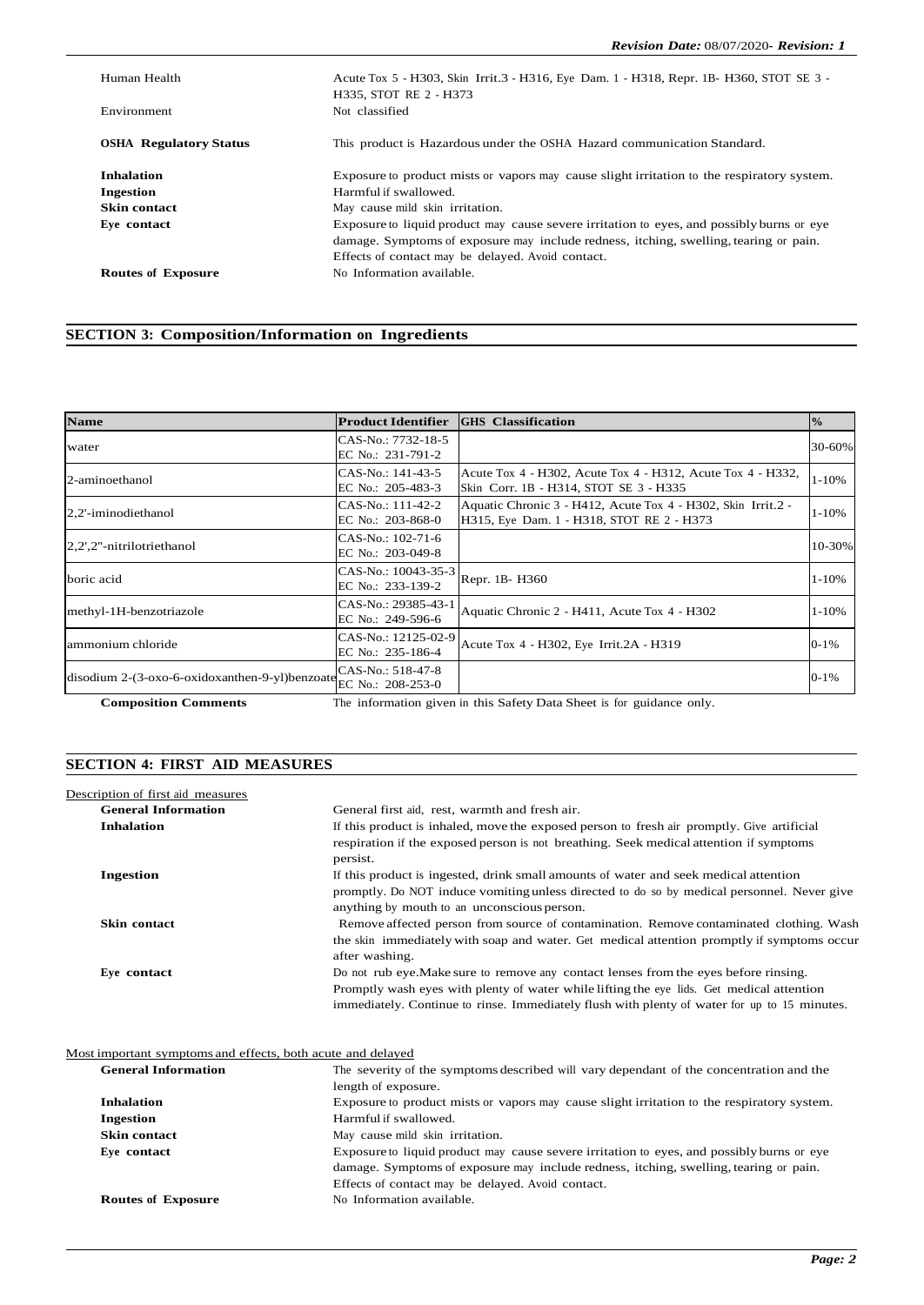| | |
|---|---|
| Human Health | Acute Tox 5 - H303, Skin Irrit.3 - H316, Eye Dam. 1 - H318, Repr. 1B- H360, STOT SE 3 - H335, STOT RE 2 - H373 |
| Environment | Not classified |

**OSHA Regulatory Status** This product is Hazardous under the OSHA Hazard communication Standard.

**Inhalation** Exposure to product mists or vapors may cause slight irritation to the respiratory system.

**Ingestion** Harmful if swallowed.

**Skin contact** May cause mild skin irritation.

**Eye contact** Exposure to liquid product may cause severe irritation to eyes, and possibly burns or eye damage. Symptoms of exposure may include redness, itching, swelling, tearing or pain. Effects of contact may be delayed. Avoid contact.

**Routes of Exposure** No Information available.

## SECTION 3: Composition/Information on Ingredients

| Name | Product Identifier | GHS Classification | % |
|---|---|---|---|
| water | CAS-No.: 7732-18-5<br>EC No.: 231-791-2 | | 30-60% |
| 2-aminoethanol | CAS-No.: 141-43-5<br>EC No.: 205-483-3 | Acute Tox 4 - H302, Acute Tox 4 - H312, Acute Tox 4 - H332, Skin Corr. 1B - H314, STOT SE 3 - H335 | 1-10% |
| 2,2'-iminodiethanol | CAS-No.: 111-42-2<br>EC No.: 203-868-0 | Aquatic Chronic 3 - H412, Acute Tox 4 - H302, Skin Irrit.2 - H315, Eye Dam. 1 - H318, STOT RE 2 - H373 | 1-10% |
| 2,2',2''-nitrilotriethanol | CAS-No.: 102-71-6<br>EC No.: 203-049-8 | | 10-30% |
| boric acid | CAS-No.: 10043-35-3<br>EC No.: 233-139-2 | Repr. 1B- H360 | 1-10% |
| methyl-1H-benzotriazole | CAS-No.: 29385-43-1<br>EC No.: 249-596-6 | Aquatic Chronic 2 - H411, Acute Tox 4 - H302 | 1-10% |
| ammonium chloride | CAS-No.: 12125-02-9<br>EC No.: 235-186-4 | Acute Tox 4 - H302, Eye Irrit.2A - H319 | 0-1% |
| disodium 2-(3-oxo-6-oxidoxanthen-9-yl)benzoate | CAS-No.: 518-47-8<br>EC No.: 208-253-0 | | 0-1% |

**Composition Comments** The information given in this Safety Data Sheet is for guidance only.

## SECTION 4: FIRST AID MEASURES

Description of first aid measures

**General Information** General first aid, rest, warmth and fresh air.

**Inhalation** If this product is inhaled, move the exposed person to fresh air promptly. Give artificial respiration if the exposed person is not breathing. Seek medical attention if symptoms persist.

**Ingestion** If this product is ingested, drink small amounts of water and seek medical attention promptly. Do NOT induce vomiting unless directed to do so by medical personnel. Never give anything by mouth to an unconscious person.

**Skin contact** Remove affected person from source of contamination. Remove contaminated clothing. Wash the skin immediately with soap and water. Get medical attention promptly if symptoms occur after washing.

**Eye contact** Do not rub eye.Make sure to remove any contact lenses from the eyes before rinsing. Promptly wash eyes with plenty of water while lifting the eye lids. Get medical attention immediately. Continue to rinse. Immediately flush with plenty of water for up to 15 minutes.

Most important symptoms and effects, both acute and delayed

**General Information** The severity of the symptoms described will vary dependant of the concentration and the length of exposure.

**Inhalation** Exposure to product mists or vapors may cause slight irritation to the respiratory system.

**Ingestion** Harmful if swallowed.

**Skin contact** May cause mild skin irritation.

**Eye contact** Exposure to liquid product may cause severe irritation to eyes, and possibly burns or eye damage. Symptoms of exposure may include redness, itching, swelling, tearing or pain. Effects of contact may be delayed. Avoid contact.

**Routes of Exposure** No Information available.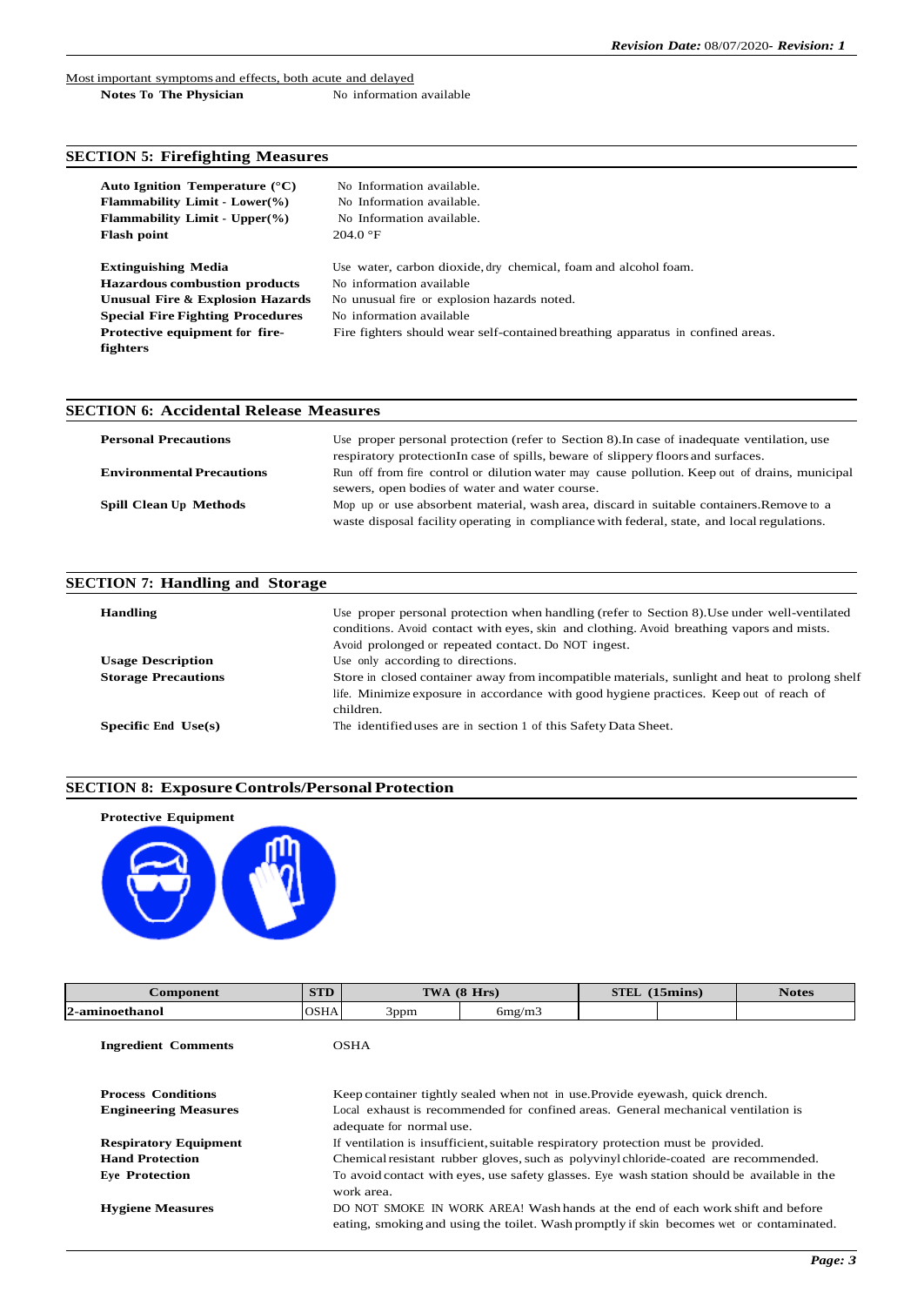Most important symptoms and effects, both acute and delayed

**Notes To The Physician** No information available

## SECTION 5: Firefighting Measures

| | |
|---|---|
| **Auto Ignition Temperature (°C)** | No Information available. |
| **Flammability Limit - Lower(%)** | No Information available. |
| **Flammability Limit - Upper(%)** | No Information available. |
| **Flash point** | 204.0 °F |
| **Extinguishing Media** | Use water, carbon dioxide, dry chemical, foam and alcohol foam. |
| **Hazardous combustion products** | No information available |
| **Unusual Fire & Explosion Hazards** | No unusual fire or explosion hazards noted. |
| **Special Fire Fighting Procedures** | No information available |
| **Protective equipment for fire-fighters** | Fire fighters should wear self-contained breathing apparatus in confined areas. |

## SECTION 6: Accidental Release Measures

| | |
|---|---|
| **Personal Precautions** | Use proper personal protection (refer to Section 8).In case of inadequate ventilation, use respiratory protectionIn case of spills, beware of slippery floors and surfaces. |
| **Environmental Precautions** | Run off from fire control or dilution water may cause pollution. Keep out of drains, municipal sewers, open bodies of water and water course. |
| **Spill Clean Up Methods** | Mop up or use absorbent material, wash area, discard in suitable containers.Remove to a waste disposal facility operating in compliance with federal, state, and local regulations. |

## SECTION 7: Handling and Storage

| | |
|---|---|
| **Handling** | Use proper personal protection when handling (refer to Section 8).Use under well-ventilated conditions. Avoid contact with eyes, skin and clothing. Avoid breathing vapors and mists. Avoid prolonged or repeated contact. Do NOT ingest. |
| **Usage Description** | Use only according to directions. |
| **Storage Precautions** | Store in closed container away from incompatible materials, sunlight and heat to prolong shelf life. Minimize exposure in accordance with good hygiene practices. Keep out of reach of children. |
| **Specific End Use(s)** | The identified uses are in section 1 of this Safety Data Sheet. |

## SECTION 8: Exposure Controls/Personal Protection

**Protective Equipment**

| Component | STD | TWA (8 Hrs) | | STEL (15mins) | | Notes |
|---|---|---|---|---|---|---|
| 2-aminoethanol | OSHA | 3ppm | 6mg/m3 | | | |

| | |
|---|---|
| **Ingredient Comments** | OSHA |
| **Process Conditions** | Keep container tightly sealed when not in use.Provide eyewash, quick drench. |
| **Engineering Measures** | Local exhaust is recommended for confined areas. General mechanical ventilation is adequate for normal use. |
| **Respiratory Equipment** | If ventilation is insufficient, suitable respiratory protection must be provided. |
| **Hand Protection** | Chemical resistant rubber gloves, such as polyvinyl chloride-coated are recommended. |
| **Eye Protection** | To avoid contact with eyes, use safety glasses. Eye wash station should be available in the work area. |
| **Hygiene Measures** | DO NOT SMOKE IN WORK AREA! Wash hands at the end of each work shift and before eating, smoking and using the toilet. Wash promptly if skin becomes wet or contaminated. |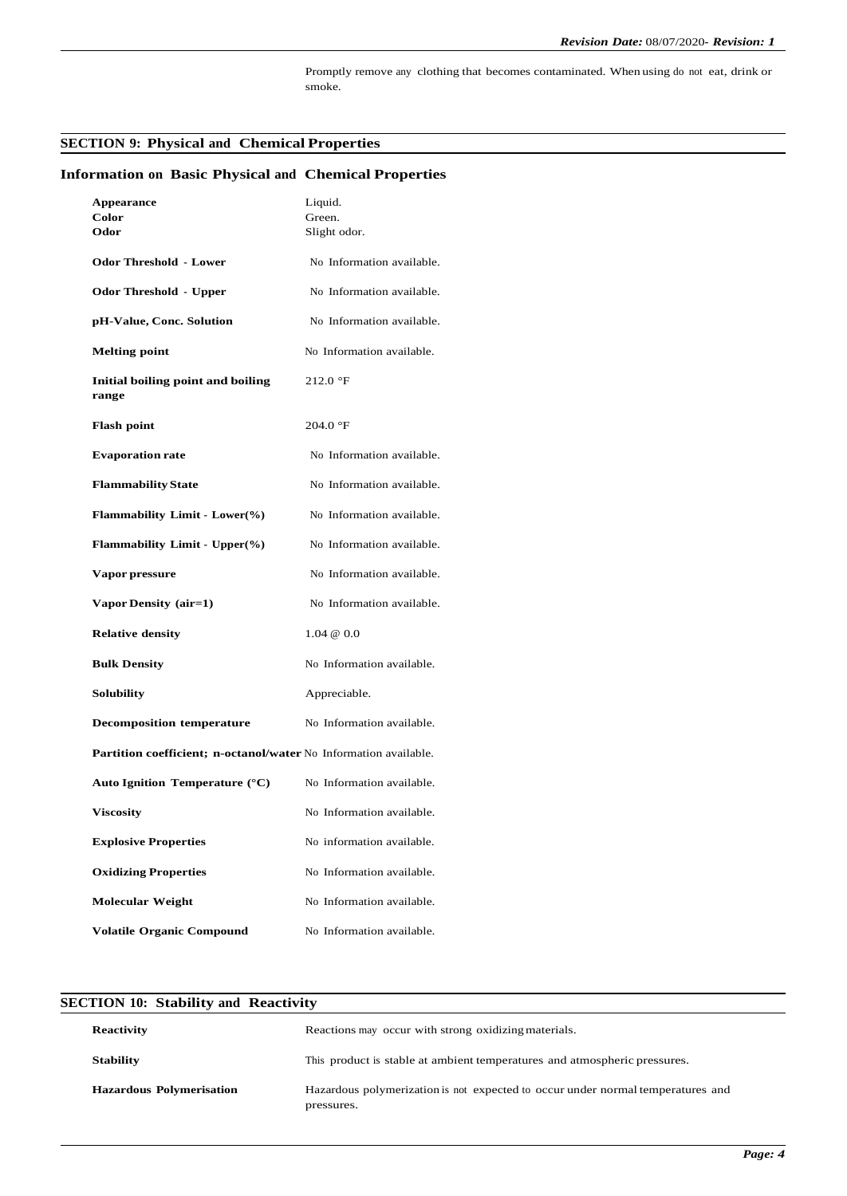Promptly remove any clothing that becomes contaminated. When using do not eat, drink or smoke.

## SECTION 9: Physical and Chemical Properties

### Information on Basic Physical and Chemical Properties

| Property | Value |
| --- | --- |
| **Appearance** | Liquid. |
| **Color** | Green. |
| **Odor** | Slight odor. |
| **Odor Threshold - Lower** | No Information available. |
| **Odor Threshold - Upper** | No Information available. |
| **pH-Value, Conc. Solution** | No Information available. |
| **Melting point** | No Information available. |
| **Initial boiling point and boiling range** | 212.0 °F |
| **Flash point** | 204.0 °F |
| **Evaporation rate** | No Information available. |
| **Flammability State** | No Information available. |
| **Flammability Limit - Lower(%)** | No Information available. |
| **Flammability Limit - Upper(%)** | No Information available. |
| **Vapor pressure** | No Information available. |
| **Vapor Density (air=1)** | No Information available. |
| **Relative density** | 1.04 @ 0.0 |
| **Bulk Density** | No Information available. |
| **Solubility** | Appreciable. |
| **Decomposition temperature** | No Information available. |
| **Partition coefficient; n-octanol/water** | No Information available. |
| **Auto Ignition Temperature (°C)** | No Information available. |
| **Viscosity** | No Information available. |
| **Explosive Properties** | No information available. |
| **Oxidizing Properties** | No Information available. |
| **Molecular Weight** | No Information available. |
| **Volatile Organic Compound** | No Information available. |

## SECTION 10: Stability and Reactivity

| Property | Value |
| --- | --- |
| **Reactivity** | Reactions may occur with strong oxidizing materials. |
| **Stability** | This product is stable at ambient temperatures and atmospheric pressures. |
| **Hazardous Polymerisation** | Hazardous polymerization is not expected to occur under normal temperatures and pressures. |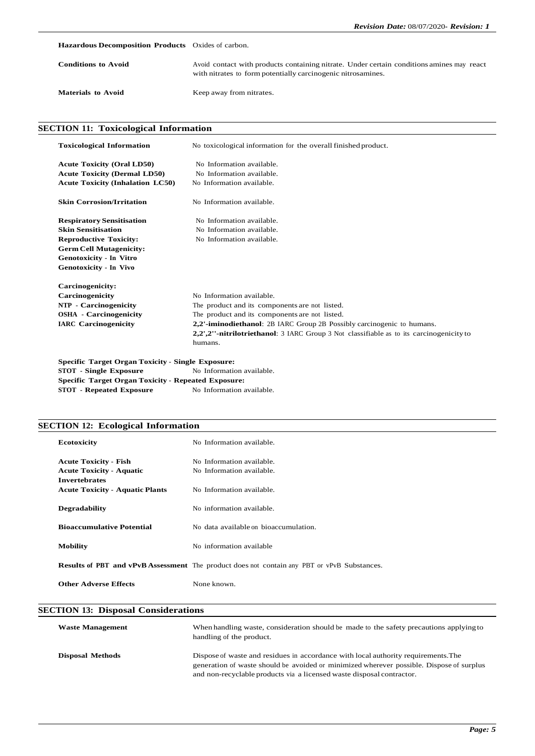**Hazardous Decomposition Products** Oxides of carbon.

**Conditions to Avoid** Avoid contact with products containing nitrate. Under certain conditions amines may react with nitrates to form potentially carcinogenic nitrosamines.

**Materials to Avoid** Keep away from nitrates.

## SECTION 11: Toxicological Information

| | |
|---|---|
| **Toxicological Information** | No toxicological information for the overall finished product. |
| **Acute Toxicity (Oral LD50)** | No Information available. |
| **Acute Toxicity (Dermal LD50)** | No Information available. |
| **Acute Toxicity (Inhalation LC50)** | No Information available. |
| **Skin Corrosion/Irritation** | No Information available. |
| **Respiratory Sensitisation** | No Information available. |
| **Skin Sensitisation** | No Information available. |
| **Reproductive Toxicity:** | No Information available. |
| **Germ Cell Mutagenicity:** | |
| **Genotoxicity - In Vitro** | |
| **Genotoxicity - In Vivo** | |
| **Carcinogenicity:** | |
| **Carcinogenicity** | No Information available. |
| **NTP - Carcinogenicity** | The product and its components are not listed. |
| **OSHA - Carcinogenicity** | The product and its components are not listed. |
| **IARC Carcinogenicity** | **2,2'-iminodiethanol**: 2B IARC Group 2B Possibly carcinogenic to humans. **2,2',2''-nitrilotriethanol**: 3 IARC Group 3 Not classifiable as to its carcinogenicity to humans. |

**Specific Target Organ Toxicity - Single Exposure:**

**STOT - Single Exposure** No Information available.

**Specific Target Organ Toxicity - Repeated Exposure:**

**STOT - Repeated Exposure** No Information available.

## SECTION 12: Ecological Information

| | |
|---|---|
| **Ecotoxicity** | No Information available. |
| **Acute Toxicity - Fish** | No Information available. |
| **Acute Toxicity - Aquatic Invertebrates** | No Information available. |
| **Acute Toxicity - Aquatic Plants** | No Information available. |
| **Degradability** | No information available. |
| **Bioaccumulative Potential** | No data available on bioaccumulation. |
| **Mobility** | No information available |
| **Results of PBT and vPvB Assessment** | The product does not contain any PBT or vPvB Substances. |
| **Other Adverse Effects** | None known. |

## SECTION 13: Disposal Considerations

| | |
|---|---|
| **Waste Management** | When handling waste, consideration should be made to the safety precautions applying to handling of the product. |
| **Disposal Methods** | Dispose of waste and residues in accordance with local authority requirements.The generation of waste should be avoided or minimized wherever possible. Dispose of surplus and non-recyclable products via a licensed waste disposal contractor. |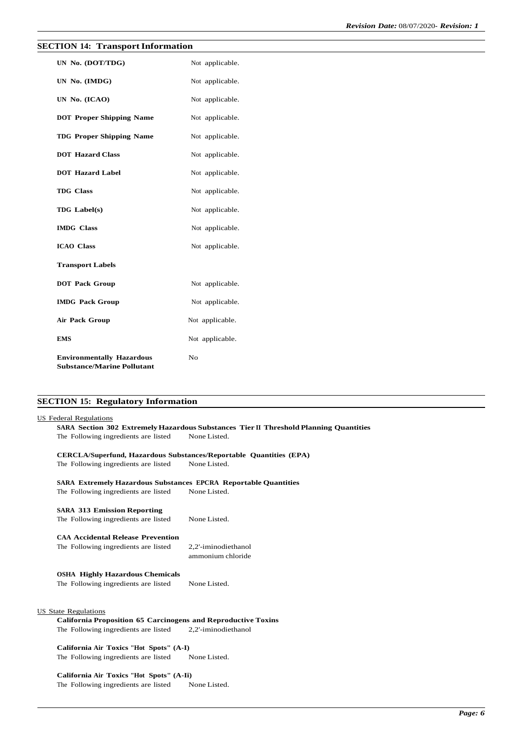## SECTION 14: Transport Information

| | |
|---|---|
| **UN No. (DOT/TDG)** | Not applicable. |
| **UN No. (IMDG)** | Not applicable. |
| **UN No. (ICAO)** | Not applicable. |
| **DOT Proper Shipping Name** | Not applicable. |
| **TDG Proper Shipping Name** | Not applicable. |
| **DOT Hazard Class** | Not applicable. |
| **DOT Hazard Label** | Not applicable. |
| **TDG Class** | Not applicable. |
| **TDG Label(s)** | Not applicable. |
| **IMDG Class** | Not applicable. |
| **ICAO Class** | Not applicable. |
| **Transport Labels** | |
| **DOT Pack Group** | Not applicable. |
| **IMDG Pack Group** | Not applicable. |
| **Air Pack Group** | Not applicable. |
| **EMS** | Not applicable. |
| **Environmentally Hazardous Substance/Marine Pollutant** | No |

## SECTION 15: Regulatory Information

US Federal Regulations

**SARA Section 302 Extremely Hazardous Substances Tier II Threshold Planning Quantities**
The Following ingredients are listed None Listed.

**CERCLA/Superfund, Hazardous Substances/Reportable Quantities (EPA)**
The Following ingredients are listed None Listed.

**SARA Extremely Hazardous Substances EPCRA Reportable Quantities**
The Following ingredients are listed None Listed.

**SARA 313 Emission Reporting**
The Following ingredients are listed None Listed.

**CAA Accidental Release Prevention**
The Following ingredients are listed 2,2'-iminodiethanol
ammonium chloride

**OSHA Highly Hazardous Chemicals**
The Following ingredients are listed None Listed.

US State Regulations

**California Proposition 65 Carcinogens and Reproductive Toxins**
The Following ingredients are listed 2,2'-iminodiethanol

**California Air Toxics "Hot Spots" (A-I)**
The Following ingredients are listed None Listed.

**California Air Toxics "Hot Spots" (A-Ii)**
The Following ingredients are listed None Listed.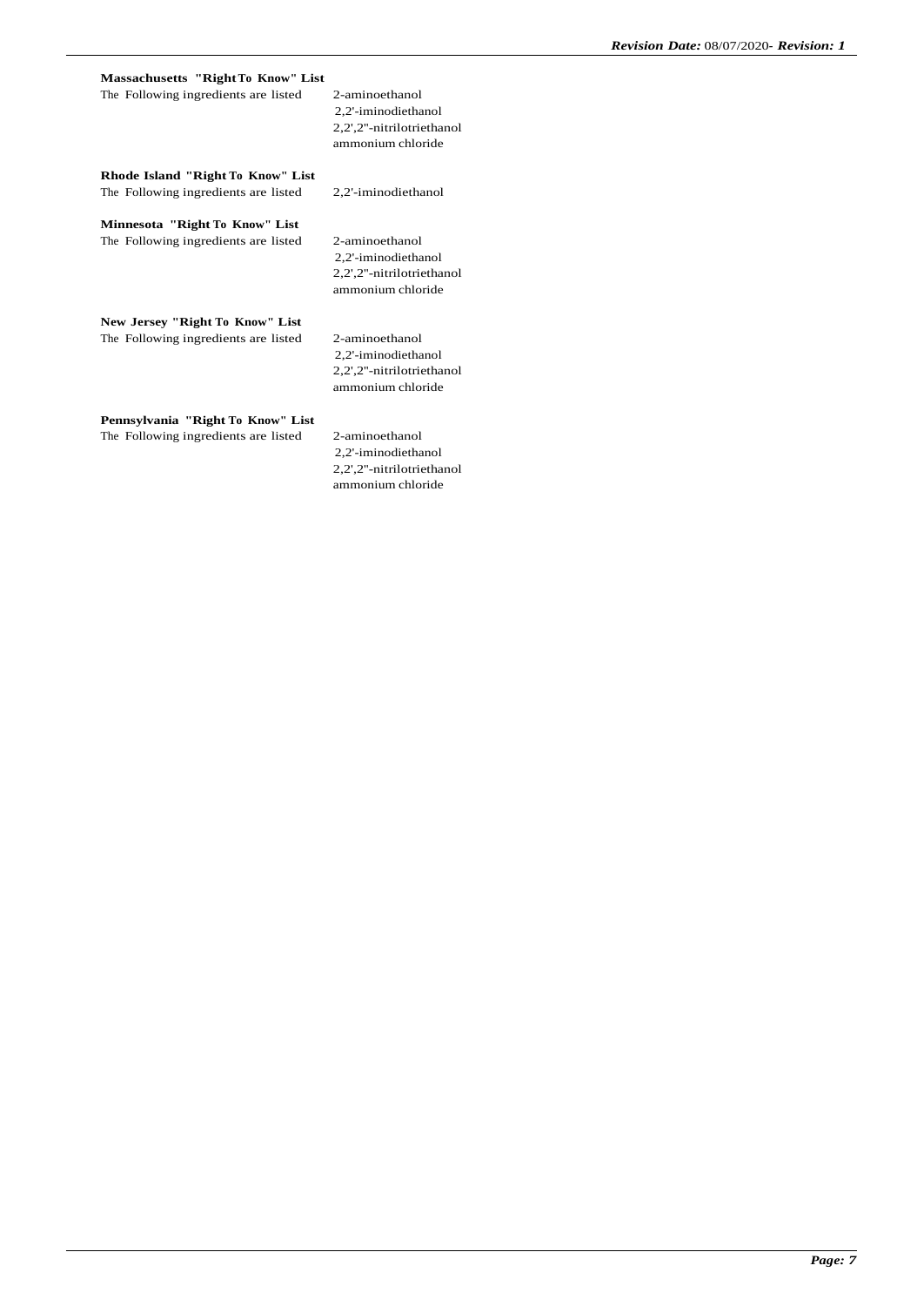**Massachusetts "Right To Know" List**

The Following ingredients are listed
- 2-aminoethanol
- 2,2'-iminodiethanol
- 2,2',2''-nitrilotriethanol
- ammonium chloride

**Rhode Island "Right To Know" List**

The Following ingredients are listed
- 2,2'-iminodiethanol

**Minnesota "Right To Know" List**

The Following ingredients are listed
- 2-aminoethanol
- 2,2'-iminodiethanol
- 2,2',2''-nitrilotriethanol
- ammonium chloride

**New Jersey "Right To Know" List**

The Following ingredients are listed
- 2-aminoethanol
- 2,2'-iminodiethanol
- 2,2',2''-nitrilotriethanol
- ammonium chloride

**Pennsylvania "Right To Know" List**

The Following ingredients are listed
- 2-aminoethanol
- 2,2'-iminodiethanol
- 2,2',2''-nitrilotriethanol
- ammonium chloride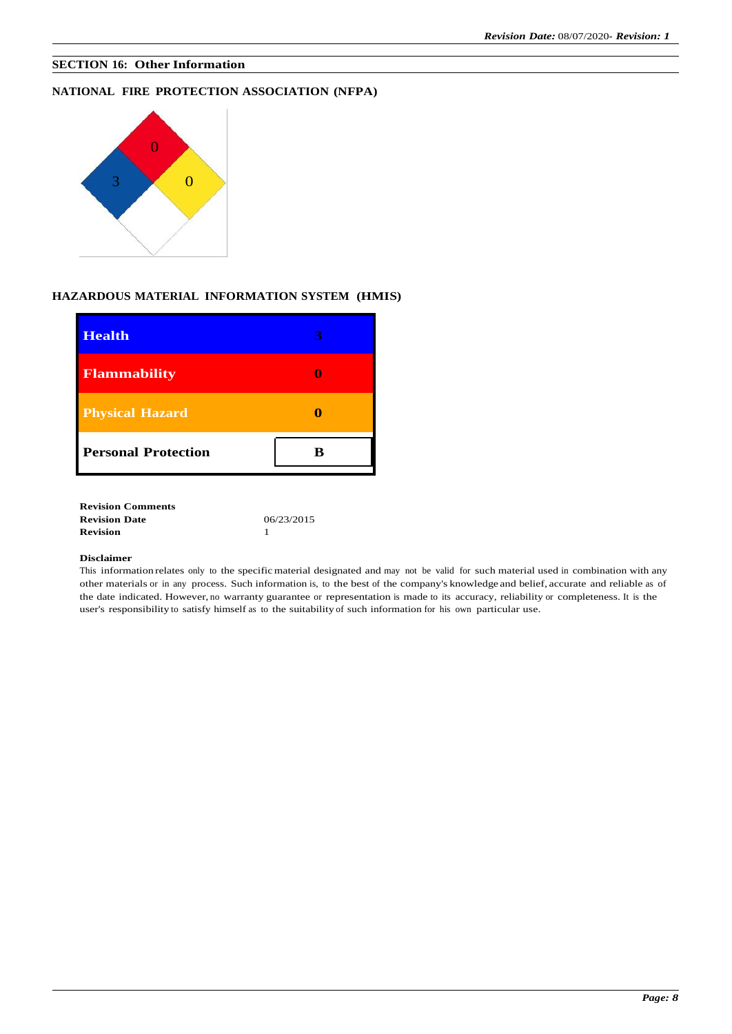## SECTION 16: Other Information

### NATIONAL FIRE PROTECTION ASSOCIATION (NFPA)

0

3 0

### HAZARDOUS MATERIAL INFORMATION SYSTEM (HMIS)

| | |
|---|---|
| **Health** | 3 |
| **Flammability** | **0** |
| **Physical Hazard** | **0** |
| **Personal Protection** | **B** |

**Revision Comments**
**Revision Date** 06/23/2015
**Revision** 1

**Disclaimer**

This information relates only to the specific material designated and may not be valid for such material used in combination with any other materials or in any process. Such information is, to the best of the company's knowledge and belief, accurate and reliable as of the date indicated. However, no warranty guarantee or representation is made to its accuracy, reliability or completeness. It is the user's responsibility to satisfy himself as to the suitability of such information for his own particular use.